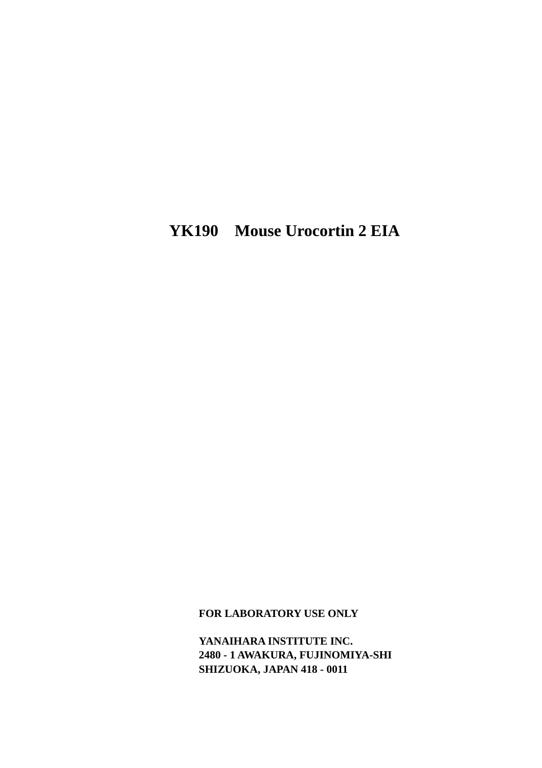# YK190 Mouse Urocortin 2 EIA

**FOR LABORATORY USE ONLY**

**YANAIHARA INSTITUTE INC.**
**2480 - 1 AWAKURA, FUJINOMIYA-SHI**
**SHIZUOKA, JAPAN 418 - 0011**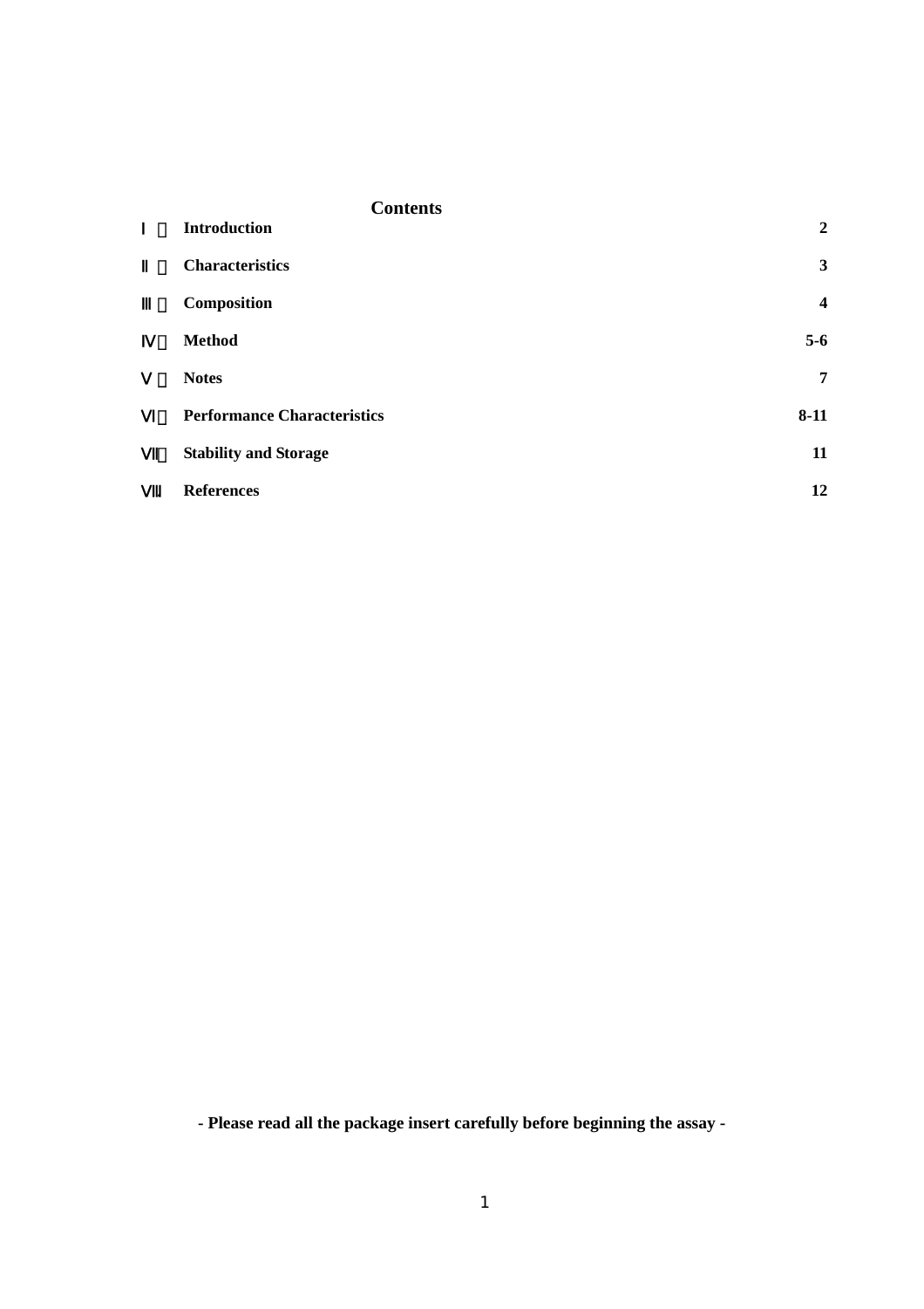# Contents

| | | |
|---|---|---|
| Ⅰ | **Introduction** | **2** |
| Ⅱ | **Characteristics** | **3** |
| Ⅲ | **Composition** | **4** |
| Ⅳ | **Method** | **5-6** |
| Ⅴ | **Notes** | **7** |
| Ⅵ | **Performance Characteristics** | **8-11** |
| Ⅶ | **Stability and Storage** | **11** |
| Ⅷ | **References** | **12** |

**- Please read all the package insert carefully before beginning the assay -**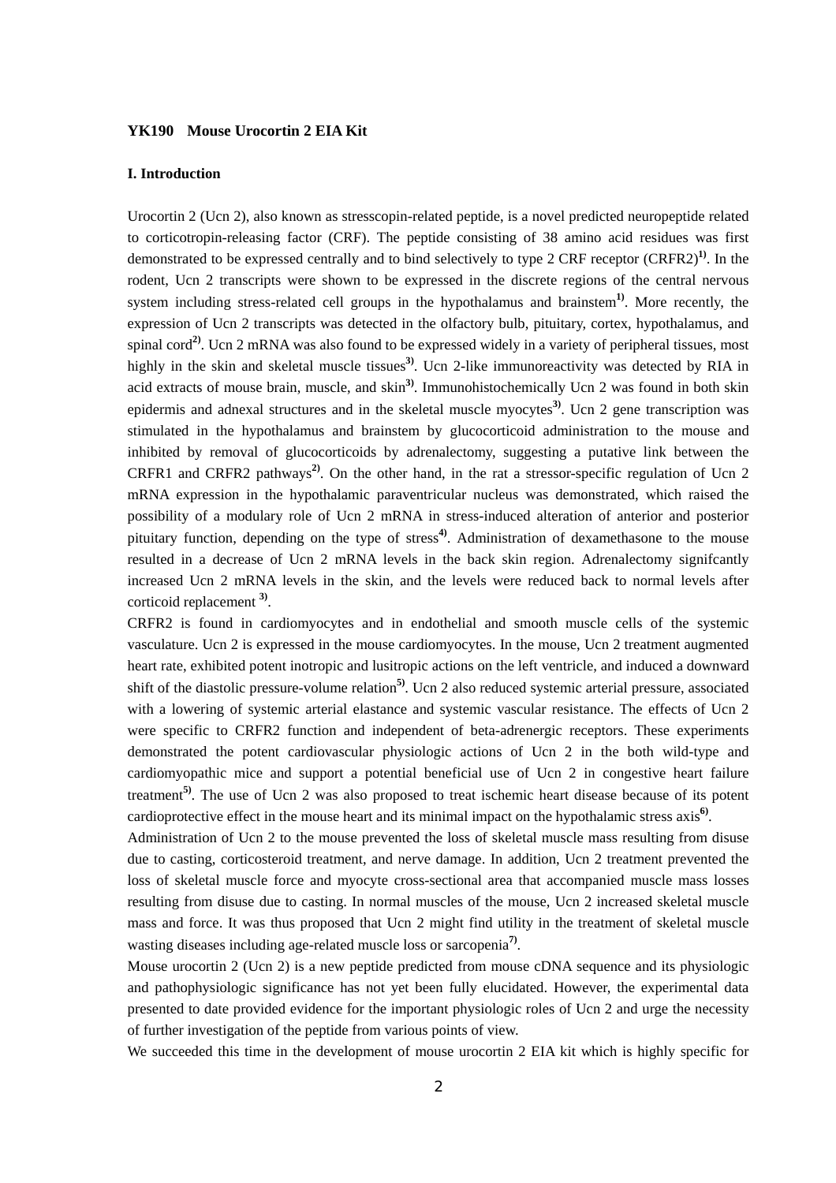**YK190 Mouse Urocortin 2 EIA Kit**

**I. Introduction**

Urocortin 2 (Ucn 2), also known as stresscopin-related peptide, is a novel predicted neuropeptide related to corticotropin-releasing factor (CRF). The peptide consisting of 38 amino acid residues was first demonstrated to be expressed centrally and to bind selectively to type 2 CRF receptor (CRFR2)[1]. In the rodent, Ucn 2 transcripts were shown to be expressed in the discrete regions of the central nervous system including stress-related cell groups in the hypothalamus and brainstem[1]. More recently, the expression of Ucn 2 transcripts was detected in the olfactory bulb, pituitary, cortex, hypothalamus, and spinal cord[2]. Ucn 2 mRNA was also found to be expressed widely in a variety of peripheral tissues, most highly in the skin and skeletal muscle tissues[3]. Ucn 2-like immunoreactivity was detected by RIA in acid extracts of mouse brain, muscle, and skin[3]. Immunohistochemically Ucn 2 was found in both skin epidermis and adnexal structures and in the skeletal muscle myocytes[3]. Ucn 2 gene transcription was stimulated in the hypothalamus and brainstem by glucocorticoid administration to the mouse and inhibited by removal of glucocorticoids by adrenalectomy, suggesting a putative link between the CRFR1 and CRFR2 pathways[2]. On the other hand, in the rat a stressor-specific regulation of Ucn 2 mRNA expression in the hypothalamic paraventricular nucleus was demonstrated, which raised the possibility of a modulary role of Ucn 2 mRNA in stress-induced alteration of anterior and posterior pituitary function, depending on the type of stress[4]. Administration of dexamethasone to the mouse resulted in a decrease of Ucn 2 mRNA levels in the back skin region. Adrenalectomy signifcantly increased Ucn 2 mRNA levels in the skin, and the levels were reduced back to normal levels after corticoid replacement [3].

CRFR2 is found in cardiomyocytes and in endothelial and smooth muscle cells of the systemic vasculature. Ucn 2 is expressed in the mouse cardiomyocytes. In the mouse, Ucn 2 treatment augmented heart rate, exhibited potent inotropic and lusitropic actions on the left ventricle, and induced a downward shift of the diastolic pressure-volume relation[5]. Ucn 2 also reduced systemic arterial pressure, associated with a lowering of systemic arterial elastance and systemic vascular resistance. The effects of Ucn 2 were specific to CRFR2 function and independent of beta-adrenergic receptors. These experiments demonstrated the potent cardiovascular physiologic actions of Ucn 2 in the both wild-type and cardiomyopathic mice and support a potential beneficial use of Ucn 2 in congestive heart failure treatment[5]. The use of Ucn 2 was also proposed to treat ischemic heart disease because of its potent cardioprotective effect in the mouse heart and its minimal impact on the hypothalamic stress axis[6].

Administration of Ucn 2 to the mouse prevented the loss of skeletal muscle mass resulting from disuse due to casting, corticosteroid treatment, and nerve damage. In addition, Ucn 2 treatment prevented the loss of skeletal muscle force and myocyte cross-sectional area that accompanied muscle mass losses resulting from disuse due to casting. In normal muscles of the mouse, Ucn 2 increased skeletal muscle mass and force. It was thus proposed that Ucn 2 might find utility in the treatment of skeletal muscle wasting diseases including age-related muscle loss or sarcopenia[7].

Mouse urocortin 2 (Ucn 2) is a new peptide predicted from mouse cDNA sequence and its physiologic and pathophysiologic significance has not yet been fully elucidated. However, the experimental data presented to date provided evidence for the important physiologic roles of Ucn 2 and urge the necessity of further investigation of the peptide from various points of view.

We succeeded this time in the development of mouse urocortin 2 EIA kit which is highly specific for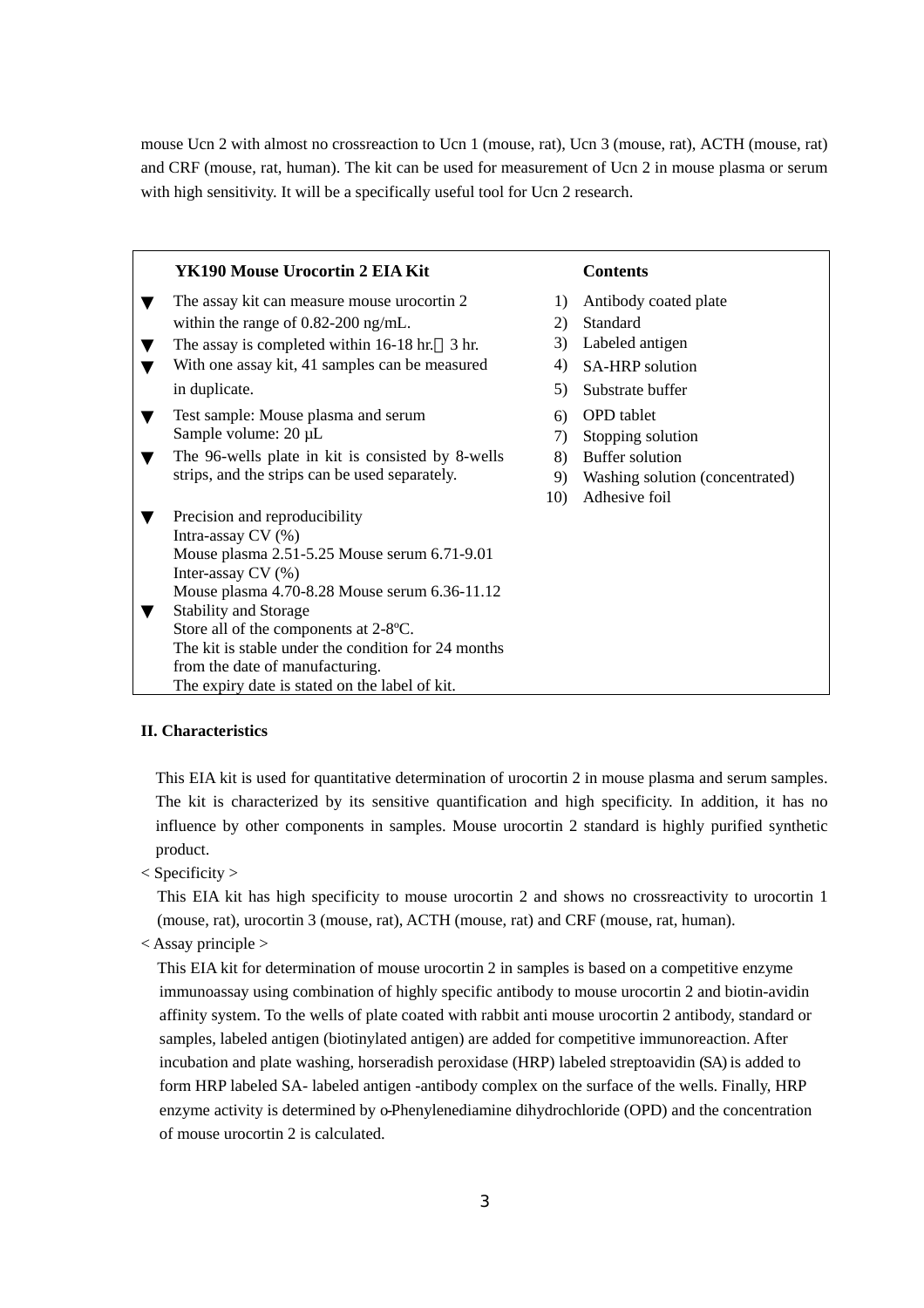mouse Ucn 2 with almost no crossreaction to Ucn 1 (mouse, rat), Ucn 3 (mouse, rat), ACTH (mouse, rat) and CRF (mouse, rat, human). The kit can be used for measurement of Ucn 2 in mouse plasma or serum with high sensitivity. It will be a specifically useful tool for Ucn 2 research.

**YK190 Mouse Urocortin 2 EIA Kit**

- The assay kit can measure mouse urocortin 2 within the range of 0.82-200 ng/mL.
- The assay is completed within 16-18 hr.＋3 hr.
- With one assay kit, 41 samples can be measured in duplicate.
- Test sample: Mouse plasma and serum
  Sample volume: 20 μL
- The 96-wells plate in kit is consisted by 8-wells strips, and the strips can be used separately.
- Precision and reproducibility
  Intra-assay CV (%)
  Mouse plasma 2.51-5.25 Mouse serum 6.71-9.01
  Inter-assay CV (%)
  Mouse plasma 4.70-8.28 Mouse serum 6.36-11.12
- Stability and Storage
  Store all of the components at 2-8ºC.
  The kit is stable under the condition for 24 months from the date of manufacturing.
  The expiry date is stated on the label of kit.

**Contents**

1) Antibody coated plate
2) Standard
3) Labeled antigen
4) SA-HRP solution
5) Substrate buffer
6) OPD tablet
7) Stopping solution
8) Buffer solution
9) Washing solution (concentrated)
10) Adhesive foil

## II. Characteristics

This EIA kit is used for quantitative determination of urocortin 2 in mouse plasma and serum samples. The kit is characterized by its sensitive quantification and high specificity. In addition, it has no influence by other components in samples. Mouse urocortin 2 standard is highly purified synthetic product.

< Specificity >

This EIA kit has high specificity to mouse urocortin 2 and shows no crossreactivity to urocortin 1 (mouse, rat), urocortin 3 (mouse, rat), ACTH (mouse, rat) and CRF (mouse, rat, human).

< Assay principle >

This EIA kit for determination of mouse urocortin 2 in samples is based on a competitive enzyme immunoassay using combination of highly specific antibody to mouse urocortin 2 and biotin-avidin affinity system. To the wells of plate coated with rabbit anti mouse urocortin 2 antibody, standard or samples, labeled antigen (biotinylated antigen) are added for competitive immunoreaction. After incubation and plate washing, horseradish peroxidase (HRP) labeled streptoavidin (SA) is added to form HRP labeled SA- labeled antigen -antibody complex on the surface of the wells. Finally, HRP enzyme activity is determined by o-Phenylenediamine dihydrochloride (OPD) and the concentration of mouse urocortin 2 is calculated.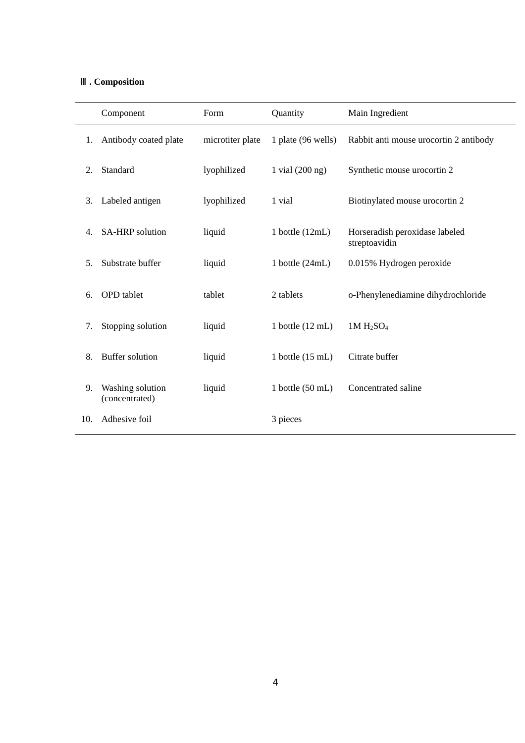### Ⅲ. Composition

| | Component | Form | Quantity | Main Ingredient |
|---|---|---|---|---|
| 1. | Antibody coated plate | microtiter plate | 1 plate (96 wells) | Rabbit anti mouse urocortin 2 antibody |
| 2. | Standard | lyophilized | 1 vial (200 ng) | Synthetic mouse urocortin 2 |
| 3. | Labeled antigen | lyophilized | 1 vial | Biotinylated mouse urocortin 2 |
| 4. | SA-HRP solution | liquid | 1 bottle (12mL) | Horseradish peroxidase labeled streptoavidin |
| 5. | Substrate buffer | liquid | 1 bottle (24mL) | 0.015% Hydrogen peroxide |
| 6. | OPD tablet | tablet | 2 tablets | o-Phenylenediamine dihydrochloride |
| 7. | Stopping solution | liquid | 1 bottle (12 mL) | 1M $H_2SO_4$ |
| 8. | Buffer solution | liquid | 1 bottle (15 mL) | Citrate buffer |
| 9. | Washing solution (concentrated) | liquid | 1 bottle (50 mL) | Concentrated saline |
| 10. | Adhesive foil | | 3 pieces | |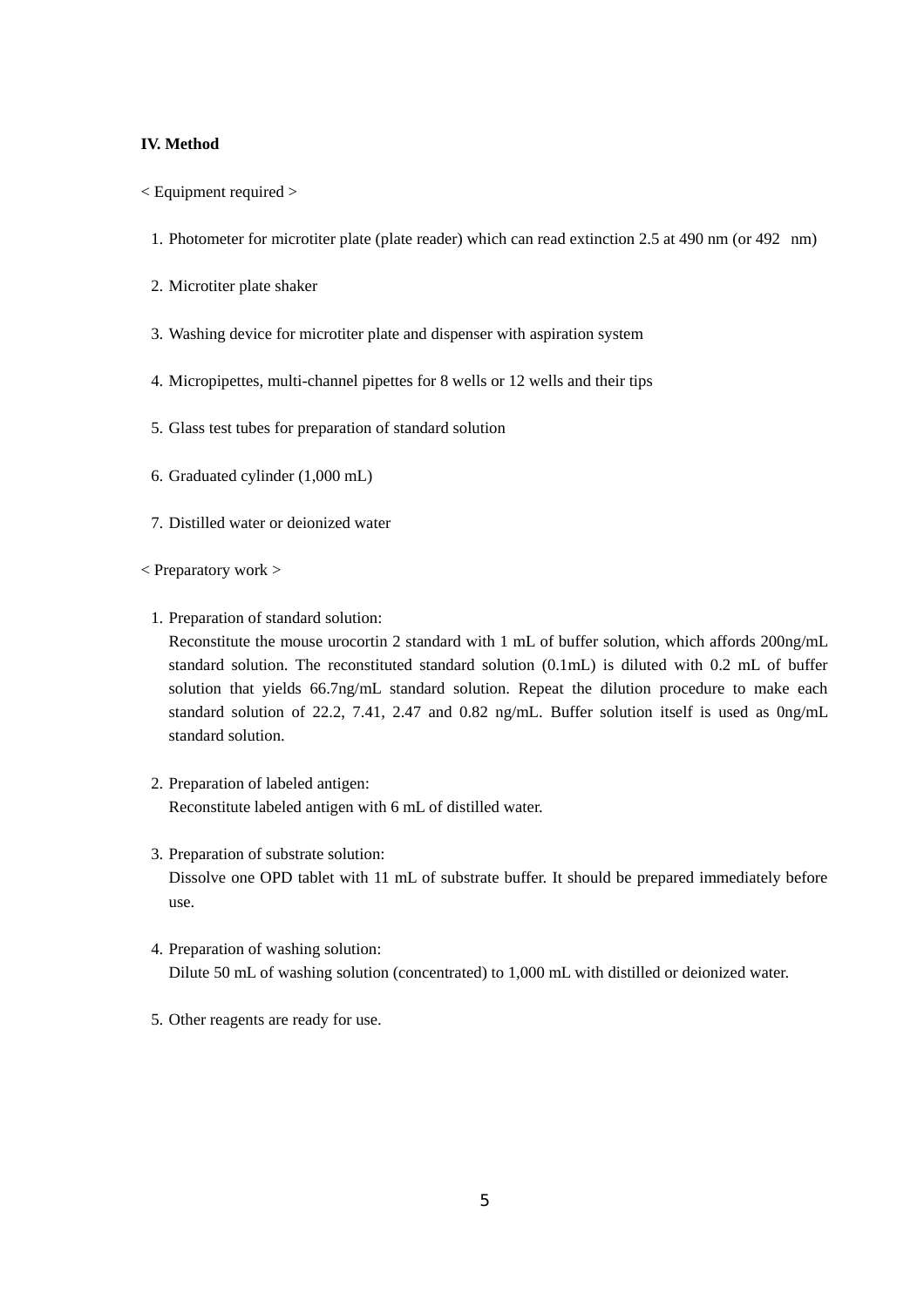**IV. Method**

< Equipment required >

1. Photometer for microtiter plate (plate reader) which can read extinction 2.5 at 490 nm (or 492 nm)
2. Microtiter plate shaker
3. Washing device for microtiter plate and dispenser with aspiration system
4. Micropipettes, multi-channel pipettes for 8 wells or 12 wells and their tips
5. Glass test tubes for preparation of standard solution
6. Graduated cylinder (1,000 mL)
7. Distilled water or deionized water

< Preparatory work >

1. Preparation of standard solution:
   Reconstitute the mouse urocortin 2 standard with 1 mL of buffer solution, which affords 200ng/mL standard solution. The reconstituted standard solution (0.1mL) is diluted with 0.2 mL of buffer solution that yields 66.7ng/mL standard solution. Repeat the dilution procedure to make each standard solution of 22.2, 7.41, 2.47 and 0.82 ng/mL. Buffer solution itself is used as 0ng/mL standard solution.

2. Preparation of labeled antigen:
   Reconstitute labeled antigen with 6 mL of distilled water.

3. Preparation of substrate solution:
   Dissolve one OPD tablet with 11 mL of substrate buffer. It should be prepared immediately before use.

4. Preparation of washing solution:
   Dilute 50 mL of washing solution (concentrated) to 1,000 mL with distilled or deionized water.

5. Other reagents are ready for use.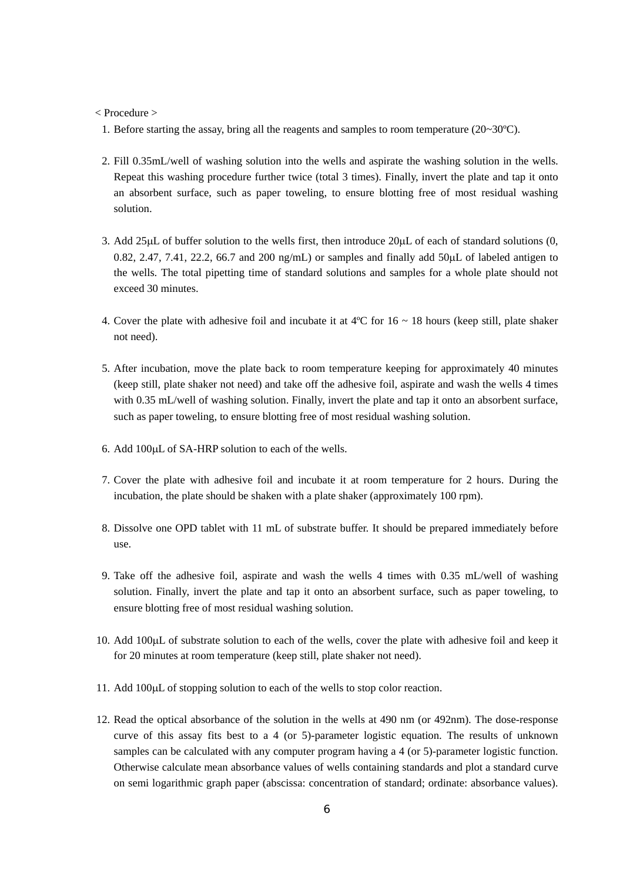< Procedure >

1. Before starting the assay, bring all the reagents and samples to room temperature (20~30ºC).

2. Fill 0.35mL/well of washing solution into the wells and aspirate the washing solution in the wells. Repeat this washing procedure further twice (total 3 times). Finally, invert the plate and tap it onto an absorbent surface, such as paper toweling, to ensure blotting free of most residual washing solution.

3. Add 25μL of buffer solution to the wells first, then introduce 20μL of each of standard solutions (0, 0.82, 2.47, 7.41, 22.2, 66.7 and 200 ng/mL) or samples and finally add 50μL of labeled antigen to the wells. The total pipetting time of standard solutions and samples for a whole plate should not exceed 30 minutes.

4. Cover the plate with adhesive foil and incubate it at 4ºC for 16 ~ 18 hours (keep still, plate shaker not need).

5. After incubation, move the plate back to room temperature keeping for approximately 40 minutes (keep still, plate shaker not need) and take off the adhesive foil, aspirate and wash the wells 4 times with 0.35 mL/well of washing solution. Finally, invert the plate and tap it onto an absorbent surface, such as paper toweling, to ensure blotting free of most residual washing solution.

6. Add 100μL of SA-HRP solution to each of the wells.

7. Cover the plate with adhesive foil and incubate it at room temperature for 2 hours. During the incubation, the plate should be shaken with a plate shaker (approximately 100 rpm).

8. Dissolve one OPD tablet with 11 mL of substrate buffer. It should be prepared immediately before use.

9. Take off the adhesive foil, aspirate and wash the wells 4 times with 0.35 mL/well of washing solution. Finally, invert the plate and tap it onto an absorbent surface, such as paper toweling, to ensure blotting free of most residual washing solution.

10. Add 100μL of substrate solution to each of the wells, cover the plate with adhesive foil and keep it for 20 minutes at room temperature (keep still, plate shaker not need).

11. Add 100μL of stopping solution to each of the wells to stop color reaction.

12. Read the optical absorbance of the solution in the wells at 490 nm (or 492nm). The dose-response curve of this assay fits best to a 4 (or 5)-parameter logistic equation. The results of unknown samples can be calculated with any computer program having a 4 (or 5)-parameter logistic function. Otherwise calculate mean absorbance values of wells containing standards and plot a standard curve on semi logarithmic graph paper (abscissa: concentration of standard; ordinate: absorbance values).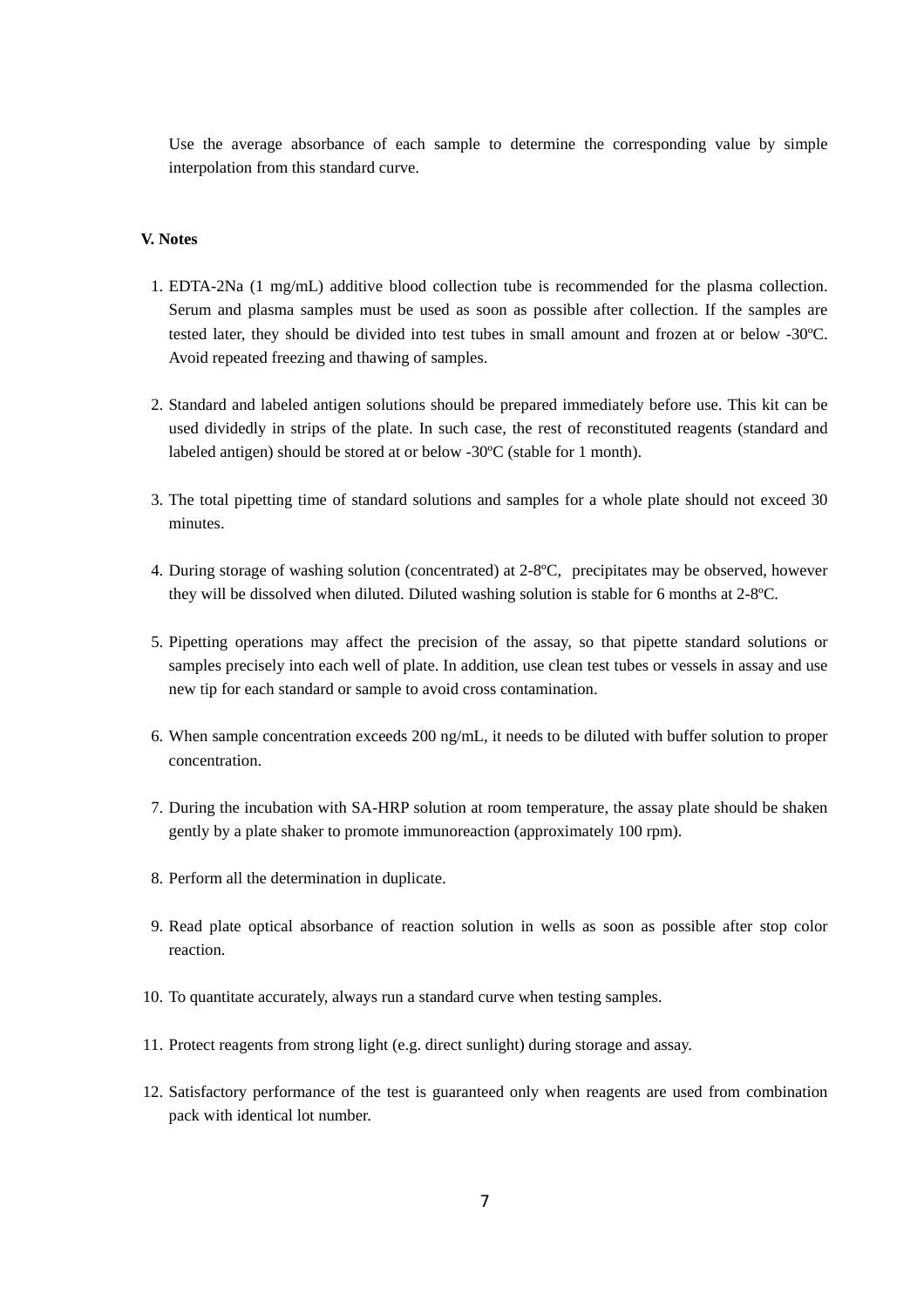Use the average absorbance of each sample to determine the corresponding value by simple interpolation from this standard curve.

**V. Notes**

1. EDTA-2Na (1 mg/mL) additive blood collection tube is recommended for the plasma collection. Serum and plasma samples must be used as soon as possible after collection. If the samples are tested later, they should be divided into test tubes in small amount and frozen at or below -30ºC. Avoid repeated freezing and thawing of samples.

2. Standard and labeled antigen solutions should be prepared immediately before use. This kit can be used dividedly in strips of the plate. In such case, the rest of reconstituted reagents (standard and labeled antigen) should be stored at or below -30ºC (stable for 1 month).

3. The total pipetting time of standard solutions and samples for a whole plate should not exceed 30 minutes.

4. During storage of washing solution (concentrated) at 2-8ºC, precipitates may be observed, however they will be dissolved when diluted. Diluted washing solution is stable for 6 months at 2-8ºC.

5. Pipetting operations may affect the precision of the assay, so that pipette standard solutions or samples precisely into each well of plate. In addition, use clean test tubes or vessels in assay and use new tip for each standard or sample to avoid cross contamination.

6. When sample concentration exceeds 200 ng/mL, it needs to be diluted with buffer solution to proper concentration.

7. During the incubation with SA-HRP solution at room temperature, the assay plate should be shaken gently by a plate shaker to promote immunoreaction (approximately 100 rpm).

8. Perform all the determination in duplicate.

9. Read plate optical absorbance of reaction solution in wells as soon as possible after stop color reaction.

10. To quantitate accurately, always run a standard curve when testing samples.

11. Protect reagents from strong light (e.g. direct sunlight) during storage and assay.

12. Satisfactory performance of the test is guaranteed only when reagents are used from combination pack with identical lot number.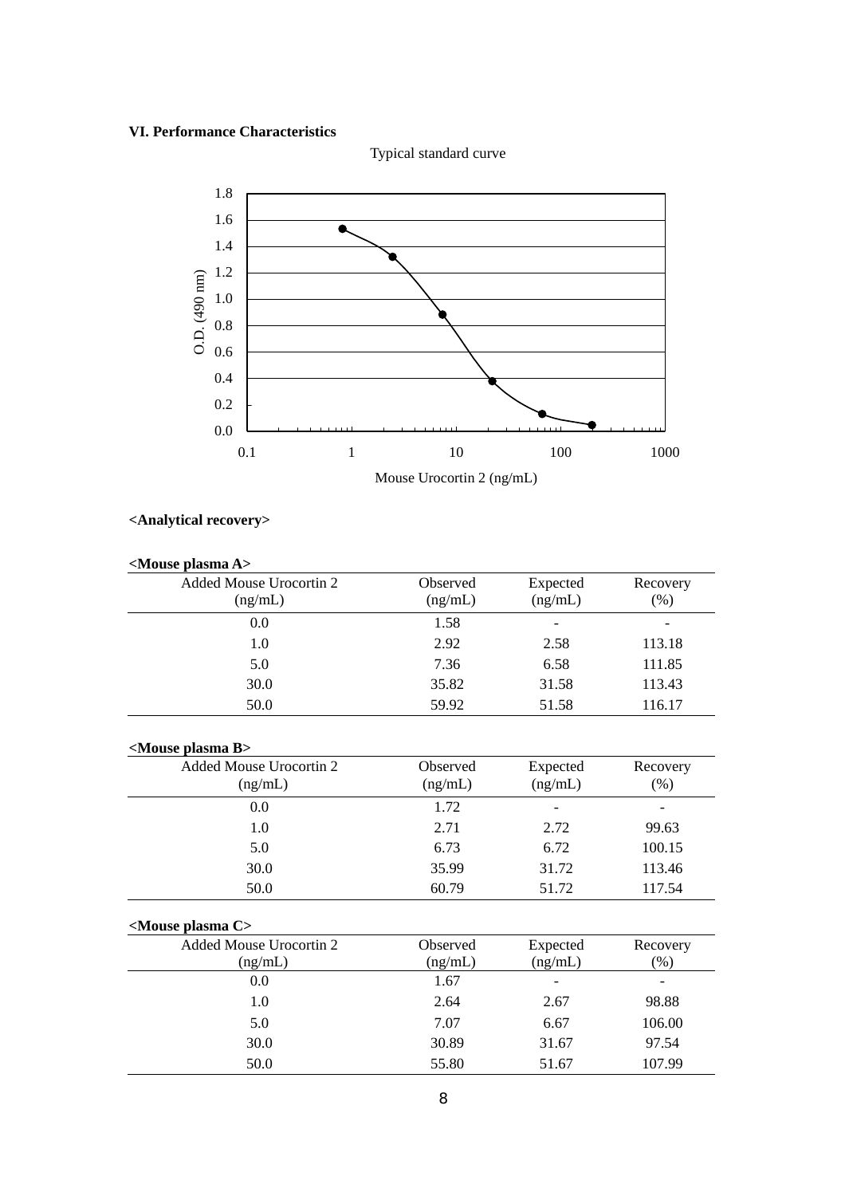## VI. Performance Characteristics

Typical standard curve

### <Analytical recovery>

**<Mouse plasma A>**

| Added Mouse Urocortin 2 (ng/mL) | Observed (ng/mL) | Expected (ng/mL) | Recovery (%) |
|---|---|---|---|
| 0.0 | 1.58 | - | - |
| 1.0 | 2.92 | 2.58 | 113.18 |
| 5.0 | 7.36 | 6.58 | 111.85 |
| 30.0 | 35.82 | 31.58 | 113.43 |
| 50.0 | 59.92 | 51.58 | 116.17 |

**<Mouse plasma B>**

| Added Mouse Urocortin 2 (ng/mL) | Observed (ng/mL) | Expected (ng/mL) | Recovery (%) |
|---|---|---|---|
| 0.0 | 1.72 | - | - |
| 1.0 | 2.71 | 2.72 | 99.63 |
| 5.0 | 6.73 | 6.72 | 100.15 |
| 30.0 | 35.99 | 31.72 | 113.46 |
| 50.0 | 60.79 | 51.72 | 117.54 |

**<Mouse plasma C>**

| Added Mouse Urocortin 2 (ng/mL) | Observed (ng/mL) | Expected (ng/mL) | Recovery (%) |
|---|---|---|---|
| 0.0 | 1.67 | - | - |
| 1.0 | 2.64 | 2.67 | 98.88 |
| 5.0 | 7.07 | 6.67 | 106.00 |
| 30.0 | 30.89 | 31.67 | 97.54 |
| 50.0 | 55.80 | 51.67 | 107.99 |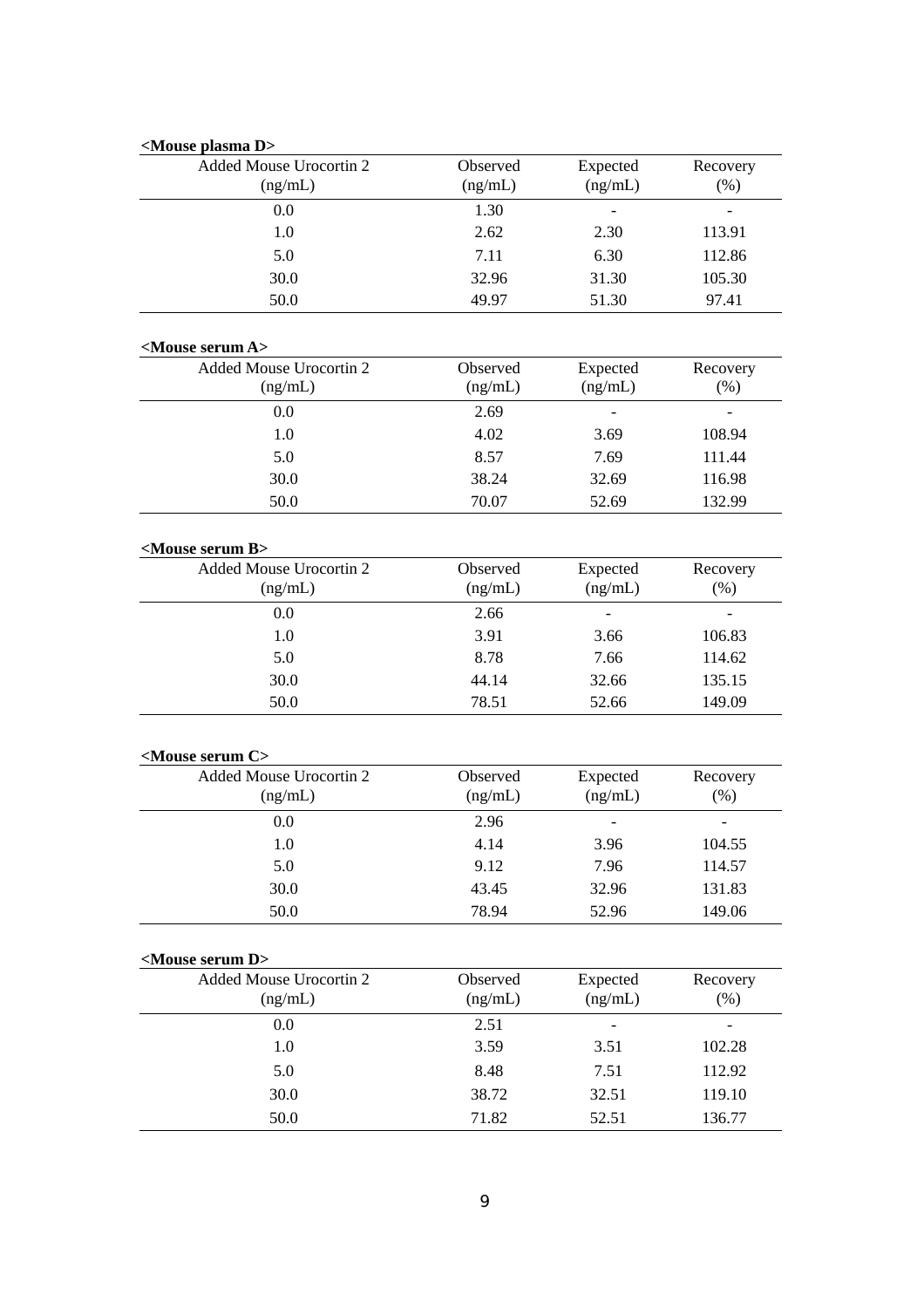**<Mouse plasma D>**

| Added Mouse Urocortin 2 (ng/mL) | Observed (ng/mL) | Expected (ng/mL) | Recovery (%) |
|---|---|---|---|
| 0.0 | 1.30 | - | - |
| 1.0 | 2.62 | 2.30 | 113.91 |
| 5.0 | 7.11 | 6.30 | 112.86 |
| 30.0 | 32.96 | 31.30 | 105.30 |
| 50.0 | 49.97 | 51.30 | 97.41 |

**<Mouse serum A>**

| Added Mouse Urocortin 2 (ng/mL) | Observed (ng/mL) | Expected (ng/mL) | Recovery (%) |
|---|---|---|---|
| 0.0 | 2.69 | - | - |
| 1.0 | 4.02 | 3.69 | 108.94 |
| 5.0 | 8.57 | 7.69 | 111.44 |
| 30.0 | 38.24 | 32.69 | 116.98 |
| 50.0 | 70.07 | 52.69 | 132.99 |

**<Mouse serum B>**

| Added Mouse Urocortin 2 (ng/mL) | Observed (ng/mL) | Expected (ng/mL) | Recovery (%) |
|---|---|---|---|
| 0.0 | 2.66 | - | - |
| 1.0 | 3.91 | 3.66 | 106.83 |
| 5.0 | 8.78 | 7.66 | 114.62 |
| 30.0 | 44.14 | 32.66 | 135.15 |
| 50.0 | 78.51 | 52.66 | 149.09 |

**<Mouse serum C>**

| Added Mouse Urocortin 2 (ng/mL) | Observed (ng/mL) | Expected (ng/mL) | Recovery (%) |
|---|---|---|---|
| 0.0 | 2.96 | - | - |
| 1.0 | 4.14 | 3.96 | 104.55 |
| 5.0 | 9.12 | 7.96 | 114.57 |
| 30.0 | 43.45 | 32.96 | 131.83 |
| 50.0 | 78.94 | 52.96 | 149.06 |

**<Mouse serum D>**

| Added Mouse Urocortin 2 (ng/mL) | Observed (ng/mL) | Expected (ng/mL) | Recovery (%) |
|---|---|---|---|
| 0.0 | 2.51 | - | - |
| 1.0 | 3.59 | 3.51 | 102.28 |
| 5.0 | 8.48 | 7.51 | 112.92 |
| 30.0 | 38.72 | 32.51 | 119.10 |
| 50.0 | 71.82 | 52.51 | 136.77 |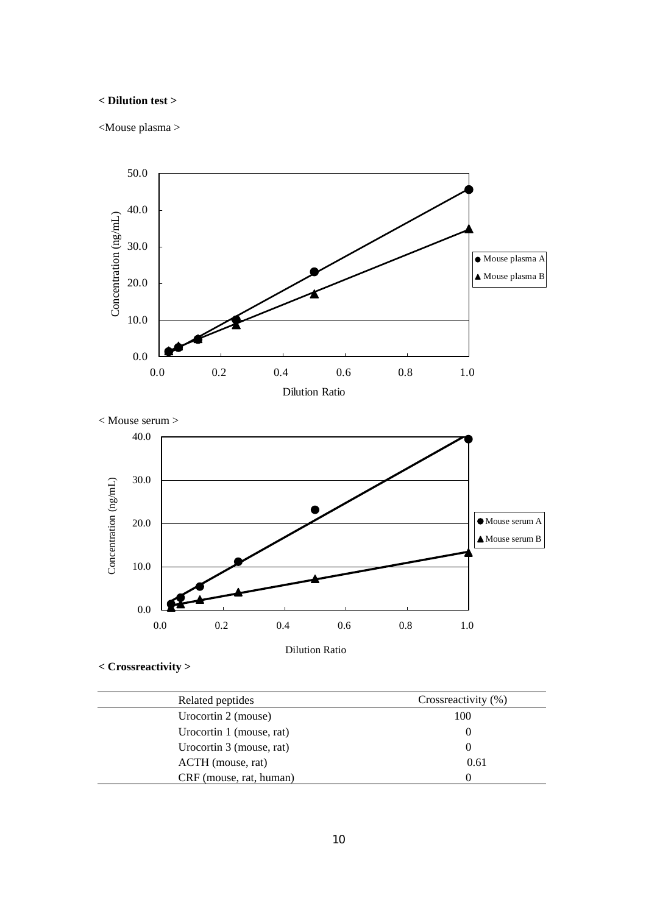**< Dilution test >**

<Mouse plasma >

< Mouse serum >

**< Crossreactivity >**

| Related peptides | Crossreactivity (%) |
|---|---|
| Urocortin 2 (mouse) | 100 |
| Urocortin 1 (mouse, rat) | 0 |
| Urocortin 3 (mouse, rat) | 0 |
| ACTH (mouse, rat) | 0.61 |
| CRF (mouse, rat, human) | 0 |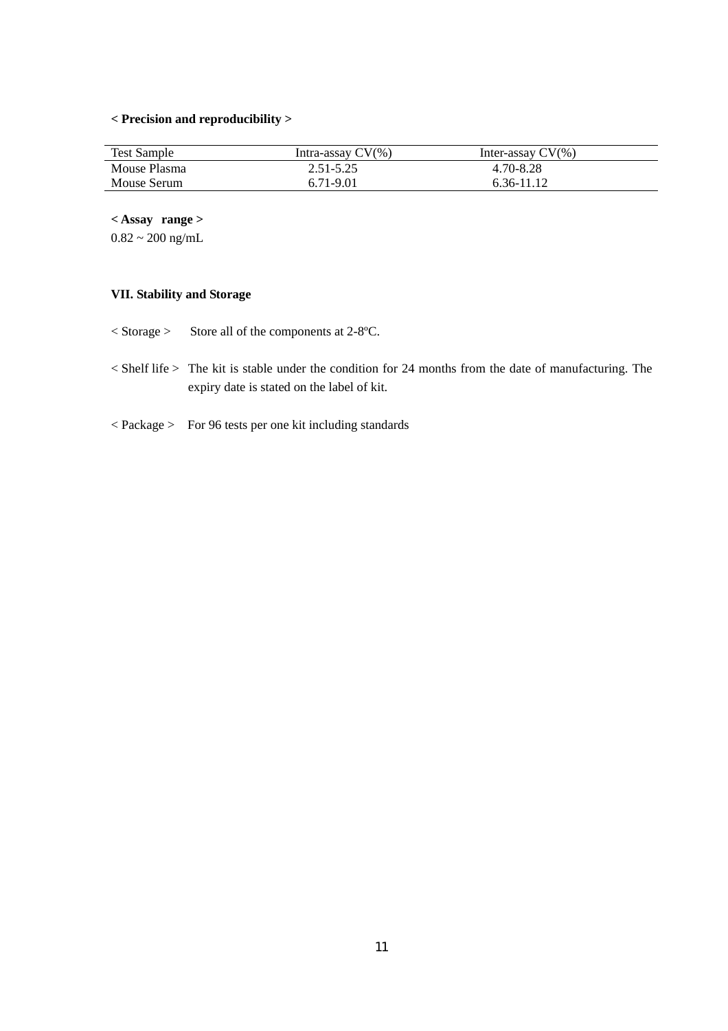**< Precision and reproducibility >**

| Test Sample | Intra-assay CV(%) | Inter-assay CV(%) |
|---|---|---|
| Mouse Plasma | 2.51-5.25 | 4.70-8.28 |
| Mouse Serum | 6.71-9.01 | 6.36-11.12 |

**< Assay range >**

0.82 ~ 200 ng/mL

**VII. Stability and Storage**

< Storage > Store all of the components at 2-8ºC.

< Shelf life > The kit is stable under the condition for 24 months from the date of manufacturing. The expiry date is stated on the label of kit.

< Package > For 96 tests per one kit including standards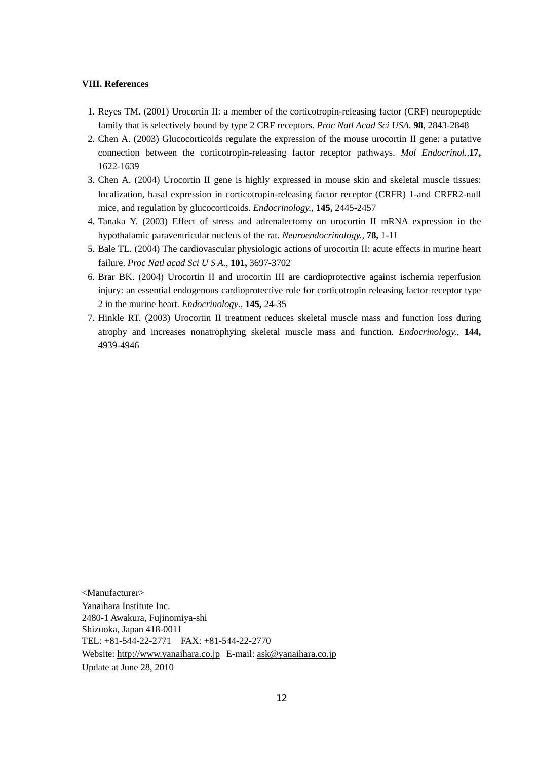### VIII. References

1. Reyes TM. (2001) Urocortin II: a member of the corticotropin-releasing factor (CRF) neuropeptide family that is selectively bound by type 2 CRF receptors. *Proc Natl Acad Sci USA.* **98**, 2843-2848
2. Chen A. (2003) Glucocorticoids regulate the expression of the mouse urocortin II gene: a putative connection between the corticotropin-releasing factor receptor pathways. *Mol Endocrinol.*,**17,** 1622-1639
3. Chen A. (2004) Urocortin II gene is highly expressed in mouse skin and skeletal muscle tissues: localization, basal expression in corticotropin-releasing factor receptor (CRFR) 1-and CRFR2-null mice, and regulation by glucocorticoids. *Endocrinology.,* **145,** 2445-2457
4. Tanaka Y. (2003) Effect of stress and adrenalectomy on urocortin II mRNA expression in the hypothalamic paraventricular nucleus of the rat. *Neuroendocrinology.,* **78,** 1-11
5. Bale TL. (2004) The cardiovascular physiologic actions of urocortin II: acute effects in murine heart failure. *Proc Natl acad Sci U S A.,* **101,** 3697-3702
6. Brar BK. (2004) Urocortin II and urocortin III are cardioprotective against ischemia reperfusion injury: an essential endogenous cardioprotective role for corticotropin releasing factor receptor type 2 in the murine heart. *Endocrinology*., **145,** 24-35
7. Hinkle RT. (2003) Urocortin II treatment reduces skeletal muscle mass and function loss during atrophy and increases nonatrophying skeletal muscle mass and function. *Endocrinology.,* **144,** 4939-4946

<Manufacturer>
Yanaihara Institute Inc.
2480-1 Awakura, Fujinomiya-shi
Shizuoka, Japan 418-0011
TEL: +81-544-22-2771　FAX: +81-544-22-2770
Website: http://www.yanaihara.co.jp　E-mail: ask@yanaihara.co.jp
Update at June 28, 2010